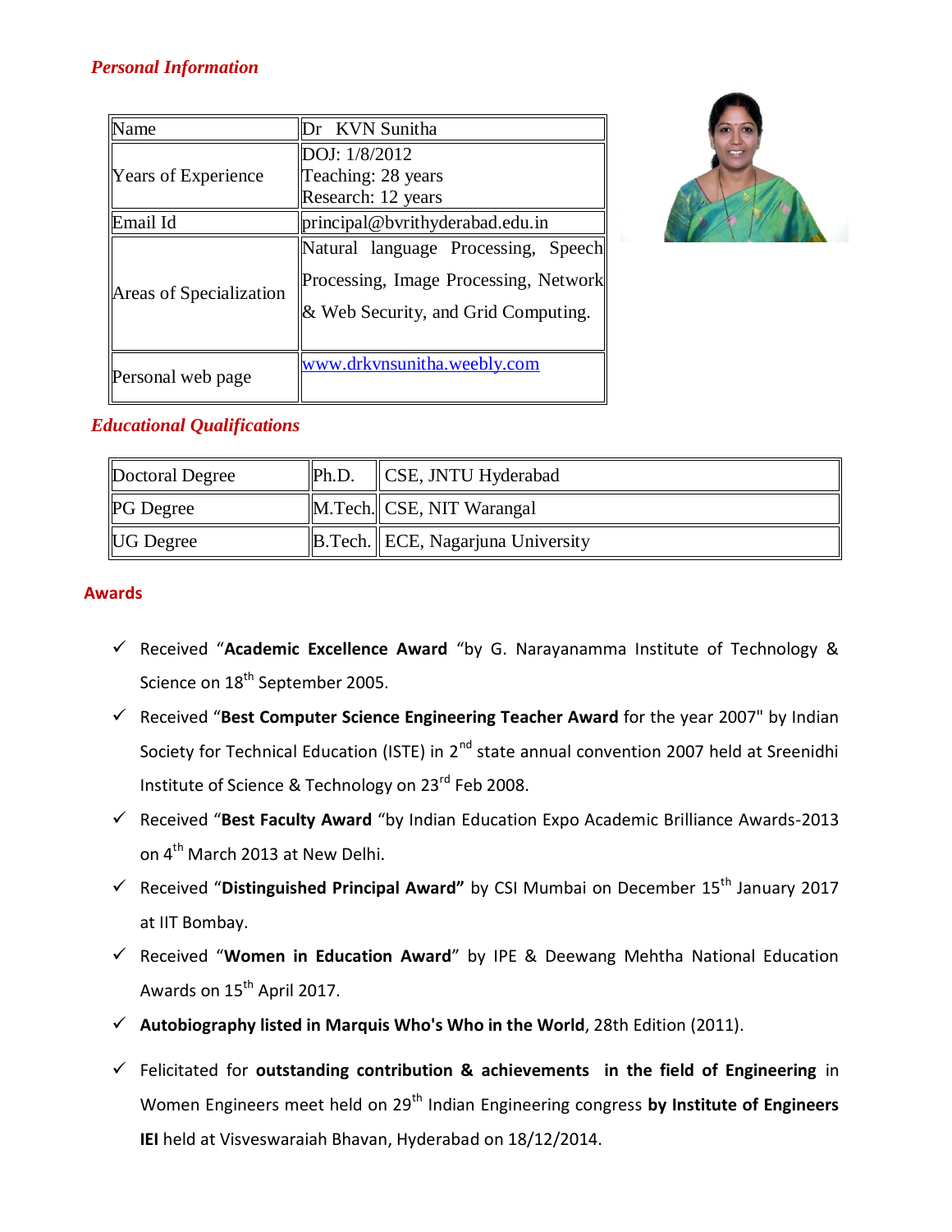## *Personal Information*

| Name | Dr KVN Sunitha |
|---|---|
| Years of Experience | DOJ: 1/8/2012<br>Teaching: 28 years<br>Research: 12 years |
| Email Id | principal@bvrithyderabad.edu.in |
| Areas of Specialization | Natural language Processing, Speech Processing, Image Processing, Network & Web Security, and Grid Computing. |
| Personal web page | www.drkvnsunitha.weebly.com |

## *Educational Qualifications*

| Doctoral Degree | Ph.D. | CSE, JNTU Hyderabad |
|---|---|---|
| PG Degree | M.Tech. | CSE, NIT Warangal |
| UG Degree | B.Tech. | ECE, Nagarjuna University |

## Awards

- ✓ Received "**Academic Excellence Award** "by G. Narayanamma Institute of Technology & Science on 18th September 2005.
- ✓ Received "**Best Computer Science Engineering Teacher Award** for the year 2007" by Indian Society for Technical Education (ISTE) in 2nd state annual convention 2007 held at Sreenidhi Institute of Science & Technology on 23rd Feb 2008.
- ✓ Received "**Best Faculty Award** "by Indian Education Expo Academic Brilliance Awards-2013 on 4th March 2013 at New Delhi.
- ✓ Received "**Distinguished Principal Award"** by CSI Mumbai on December 15th January 2017 at IIT Bombay.
- ✓ Received "**Women in Education Award**" by IPE & Deewang Mehtha National Education Awards on 15th April 2017.
- ✓ **Autobiography listed in Marquis Who's Who in the World**, 28th Edition (2011).
- ✓ Felicitated for **outstanding contribution & achievements in the field of Engineering** in Women Engineers meet held on 29th Indian Engineering congress **by Institute of Engineers IEI** held at Visveswaraiah Bhavan, Hyderabad on 18/12/2014.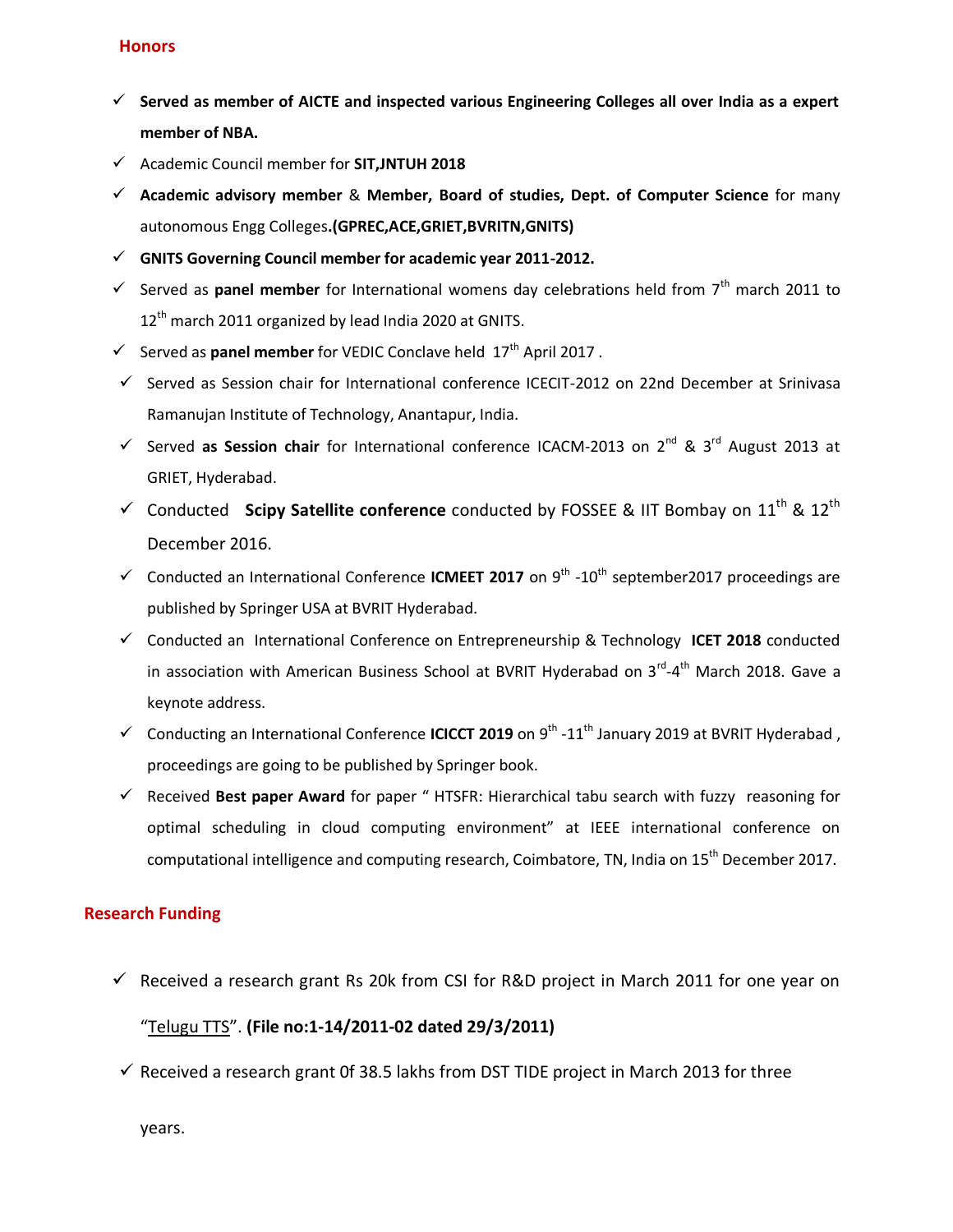## Honors

- **Served as member of AICTE and inspected various Engineering Colleges all over India as a expert member of NBA.**
- Academic Council member for **SIT,JNTUH 2018**
- **Academic advisory member** & **Member, Board of studies, Dept. of Computer Science** for many autonomous Engg Colleges**.(GPREC,ACE,GRIET,BVRITN,GNITS)**
- **GNITS Governing Council member for academic year 2011-2012.**
- Served as **panel member** for International womens day celebrations held from 7th march 2011 to 12th march 2011 organized by lead India 2020 at GNITS.
- Served as **panel member** for VEDIC Conclave held 17th April 2017 .
- Served as Session chair for International conference ICECIT-2012 on 22nd December at Srinivasa Ramanujan Institute of Technology, Anantapur, India.
- Served **as Session chair** for International conference ICACM-2013 on 2nd & 3rd August 2013 at GRIET, Hyderabad.
- Conducted **Scipy Satellite conference** conducted by FOSSEE & IIT Bombay on 11th & 12th December 2016.
- Conducted an International Conference **ICMEET 2017** on 9th -10th september2017 proceedings are published by Springer USA at BVRIT Hyderabad.
- Conducted an International Conference on Entrepreneurship & Technology **ICET 2018** conducted in association with American Business School at BVRIT Hyderabad on 3rd-4th March 2018. Gave a keynote address.
- Conducting an International Conference **ICICCT 2019** on 9th -11th January 2019 at BVRIT Hyderabad , proceedings are going to be published by Springer book.
- Received **Best paper Award** for paper " HTSFR: Hierarchical tabu search with fuzzy reasoning for optimal scheduling in cloud computing environment" at IEEE international conference on computational intelligence and computing research, Coimbatore, TN, India on 15th December 2017.

## Research Funding

- Received a research grant Rs 20k from CSI for R&D project in March 2011 for one year on "Telugu TTS". **(File no:1-14/2011-02 dated 29/3/2011)**
- Received a research grant 0f 38.5 lakhs from DST TIDE project in March 2013 for three years.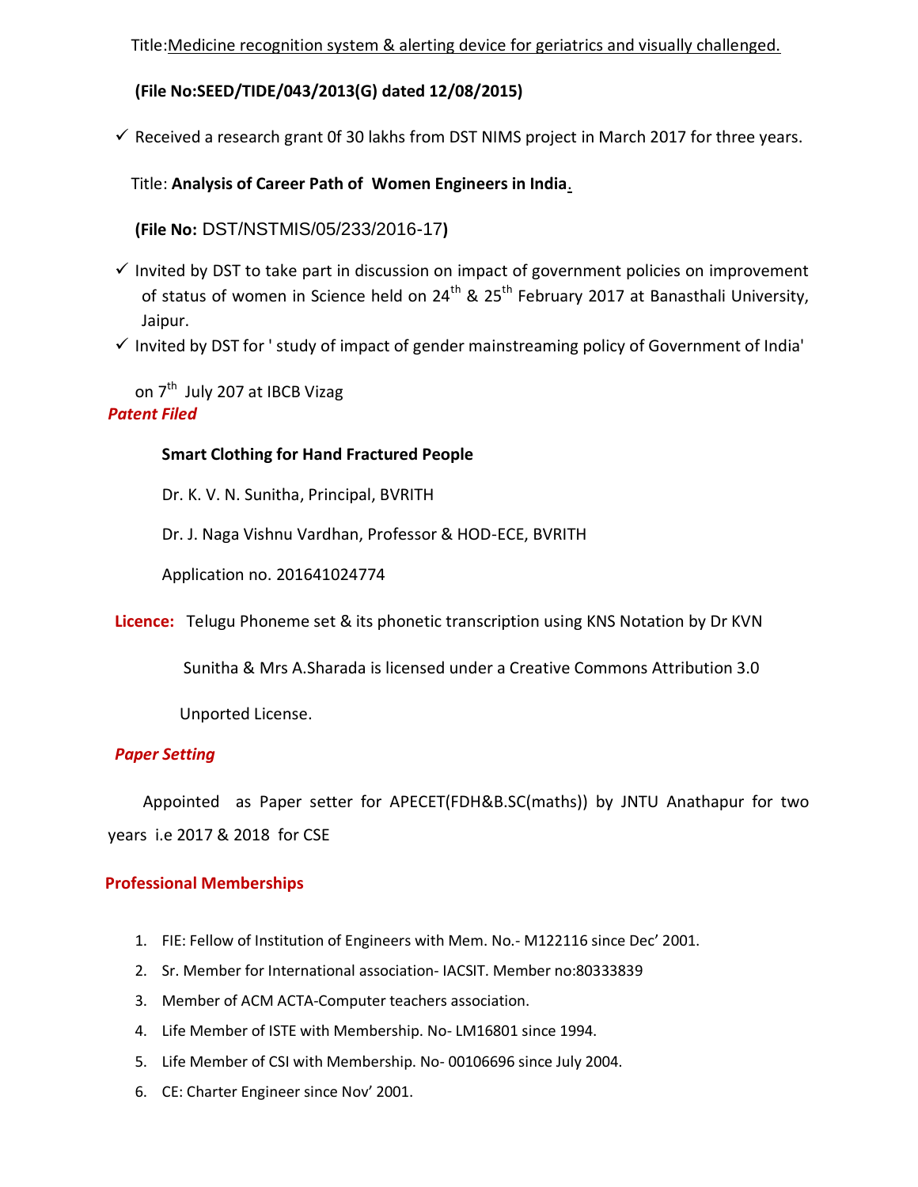Title: Medicine recognition system & alerting device for geriatrics and visually challenged.

**(File No:SEED/TIDE/043/2013(G) dated 12/08/2015)**

- ✓ Received a research grant 0f 30 lakhs from DST NIMS project in March 2017 for three years.

  Title: **Analysis of Career Path of Women Engineers in India**.

  **(File No:** DST/NSTMIS/05/233/2016-17**)**

- ✓ Invited by DST to take part in discussion on impact of government policies on improvement of status of women in Science held on 24th & 25th February 2017 at Banasthali University, Jaipur.
- ✓ Invited by DST for ' study of impact of gender mainstreaming policy of Government of India' on 7th July 207 at IBCB Vizag

***Patent Filed***

**Smart Clothing for Hand Fractured People**

Dr. K. V. N. Sunitha, Principal, BVRITH

Dr. J. Naga Vishnu Vardhan, Professor & HOD-ECE, BVRITH

Application no. 201641024774

**Licence:** Telugu Phoneme set & its phonetic transcription using KNS Notation by Dr KVN Sunitha & Mrs A.Sharada is licensed under a Creative Commons Attribution 3.0 Unported License.

***Paper Setting***

Appointed as Paper setter for APECET(FDH&B.SC(maths)) by JNTU Anathapur for two years i.e 2017 & 2018 for CSE

**Professional Memberships**

1. FIE: Fellow of Institution of Engineers with Mem. No.- M122116 since Dec' 2001.
2. Sr. Member for International association- IACSIT. Member no:80333839
3. Member of ACM ACTA-Computer teachers association.
4. Life Member of ISTE with Membership. No- LM16801 since 1994.
5. Life Member of CSI with Membership. No- 00106696 since July 2004.
6. CE: Charter Engineer since Nov' 2001.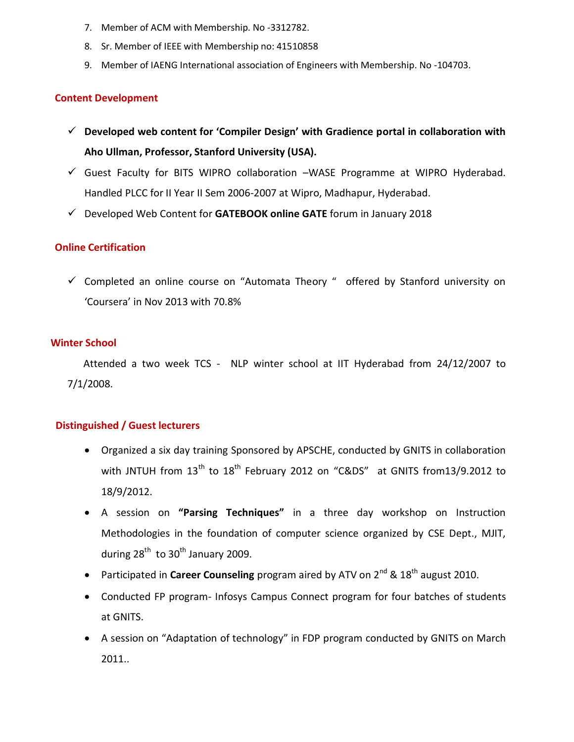7. Member of ACM with Membership. No -3312782.
8. Sr. Member of IEEE with Membership no: 41510858
9. Member of IAENG International association of Engineers with Membership. No -104703.

## Content Development

- ✓ **Developed web content for 'Compiler Design' with Gradience portal in collaboration with Aho Ullman, Professor, Stanford University (USA).**
- ✓ Guest Faculty for BITS WIPRO collaboration –WASE Programme at WIPRO Hyderabad. Handled PLCC for II Year II Sem 2006-2007 at Wipro, Madhapur, Hyderabad.
- ✓ Developed Web Content for **GATEBOOK online GATE** forum in January 2018

## Online Certification

- ✓ Completed an online course on "Automata Theory " offered by Stanford university on 'Coursera' in Nov 2013 with 70.8%

## Winter School

Attended a two week TCS - NLP winter school at IIT Hyderabad from 24/12/2007 to 7/1/2008.

## Distinguished / Guest lecturers

- Organized a six day training Sponsored by APSCHE, conducted by GNITS in collaboration with JNTUH from 13th to 18th February 2012 on "C&DS" at GNITS from13/9.2012 to 18/9/2012.
- A session on **"Parsing Techniques"** in a three day workshop on Instruction Methodologies in the foundation of computer science organized by CSE Dept., MJIT, during 28th to 30th January 2009.
- Participated in **Career Counseling** program aired by ATV on 2nd & 18th august 2010.
- Conducted FP program- Infosys Campus Connect program for four batches of students at GNITS.
- A session on "Adaptation of technology" in FDP program conducted by GNITS on March 2011..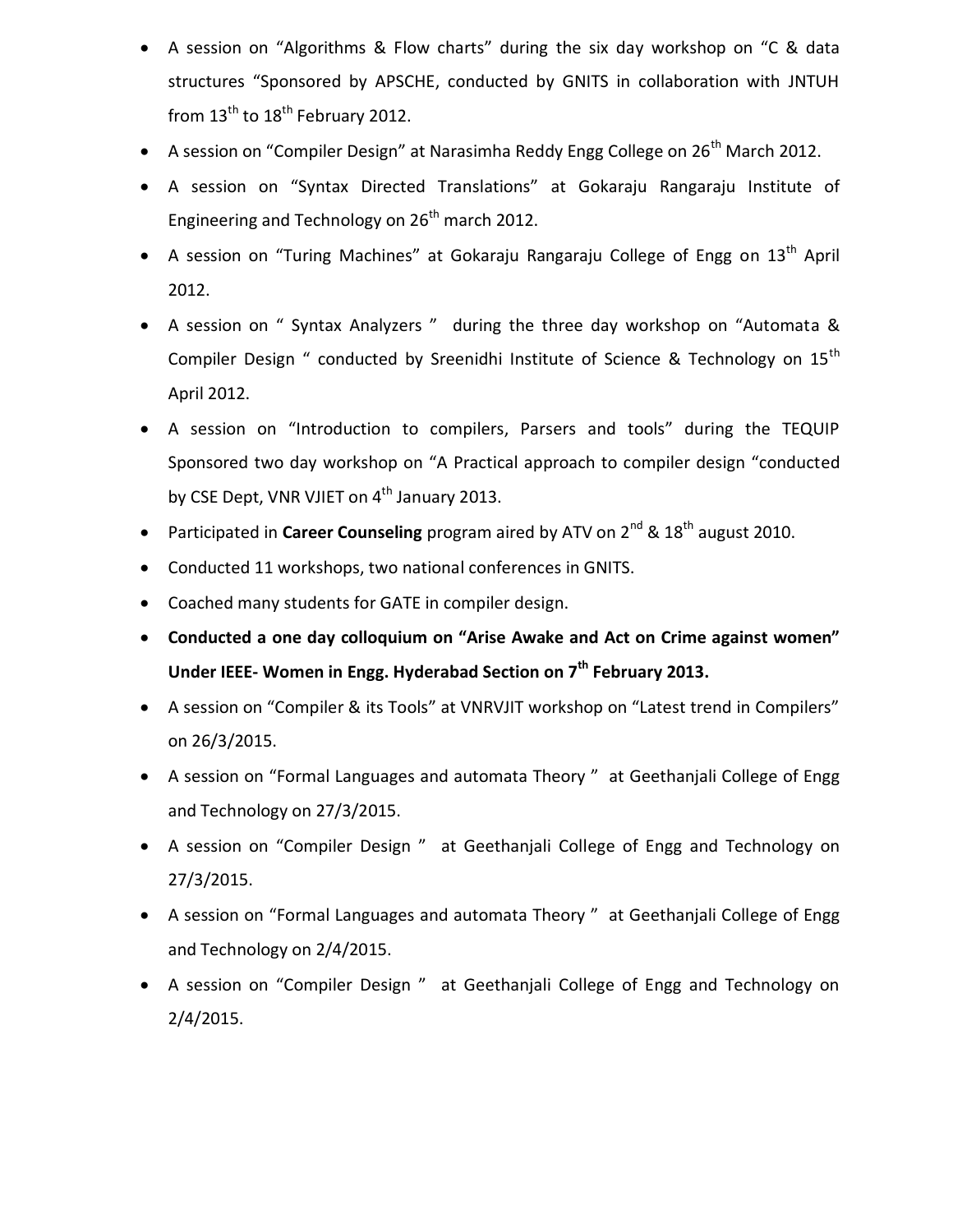- A session on "Algorithms & Flow charts" during the six day workshop on "C & data structures "Sponsored by APSCHE, conducted by GNITS in collaboration with JNTUH from 13th to 18th February 2012.
- A session on "Compiler Design" at Narasimha Reddy Engg College on 26th March 2012.
- A session on "Syntax Directed Translations" at Gokaraju Rangaraju Institute of Engineering and Technology on 26th march 2012.
- A session on "Turing Machines" at Gokaraju Rangaraju College of Engg on 13th April 2012.
- A session on " Syntax Analyzers " during the three day workshop on "Automata & Compiler Design " conducted by Sreenidhi Institute of Science & Technology on 15th April 2012.
- A session on "Introduction to compilers, Parsers and tools" during the TEQUIP Sponsored two day workshop on "A Practical approach to compiler design "conducted by CSE Dept, VNR VJIET on 4th January 2013.
- Participated in **Career Counseling** program aired by ATV on 2nd & 18th august 2010.
- Conducted 11 workshops, two national conferences in GNITS.
- Coached many students for GATE in compiler design.
- **Conducted a one day colloquium on "Arise Awake and Act on Crime against women" Under IEEE- Women in Engg. Hyderabad Section on 7th February 2013.**
- A session on "Compiler & its Tools" at VNRVJIT workshop on "Latest trend in Compilers" on 26/3/2015.
- A session on "Formal Languages and automata Theory " at Geethanjali College of Engg and Technology on 27/3/2015.
- A session on "Compiler Design " at Geethanjali College of Engg and Technology on 27/3/2015.
- A session on "Formal Languages and automata Theory " at Geethanjali College of Engg and Technology on 2/4/2015.
- A session on "Compiler Design " at Geethanjali College of Engg and Technology on 2/4/2015.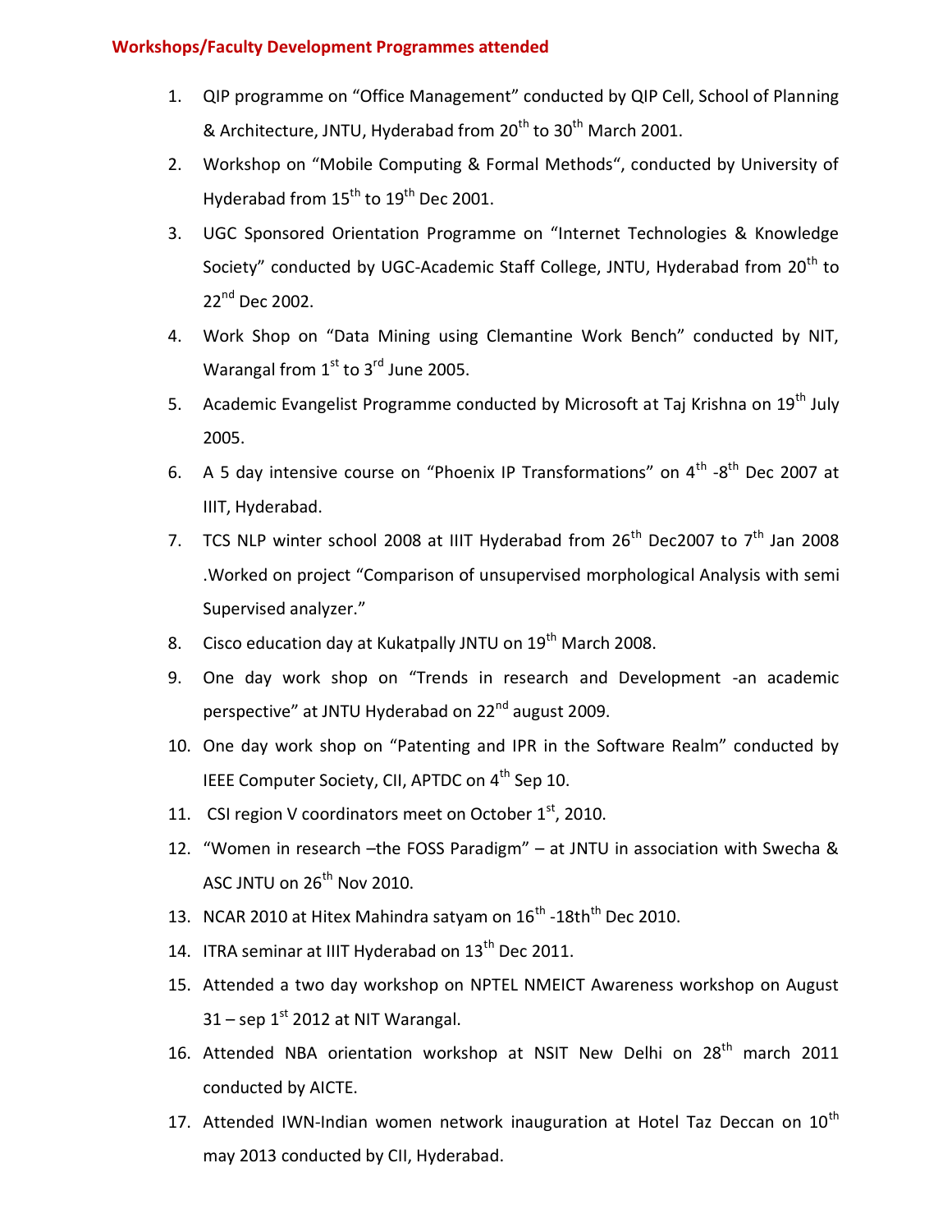## Workshops/Faculty Development Programmes attended

1. QIP programme on "Office Management" conducted by QIP Cell, School of Planning & Architecture, JNTU, Hyderabad from 20$^{th}$ to 30$^{th}$ March 2001.
2. Workshop on "Mobile Computing & Formal Methods", conducted by University of Hyderabad from 15$^{th}$ to 19$^{th}$ Dec 2001.
3. UGC Sponsored Orientation Programme on "Internet Technologies & Knowledge Society" conducted by UGC-Academic Staff College, JNTU, Hyderabad from 20$^{th}$ to 22$^{nd}$ Dec 2002.
4. Work Shop on "Data Mining using Clemantine Work Bench" conducted by NIT, Warangal from 1$^{st}$ to 3$^{rd}$ June 2005.
5. Academic Evangelist Programme conducted by Microsoft at Taj Krishna on 19$^{th}$ July 2005.
6. A 5 day intensive course on "Phoenix IP Transformations" on 4$^{th}$ -8$^{th}$ Dec 2007 at IIIT, Hyderabad.
7. TCS NLP winter school 2008 at IIIT Hyderabad from 26$^{th}$ Dec2007 to 7$^{th}$ Jan 2008 .Worked on project "Comparison of unsupervised morphological Analysis with semi Supervised analyzer."
8. Cisco education day at Kukatpally JNTU on 19$^{th}$ March 2008.
9. One day work shop on "Trends in research and Development -an academic perspective" at JNTU Hyderabad on 22$^{nd}$ august 2009.
10. One day work shop on "Patenting and IPR in the Software Realm" conducted by IEEE Computer Society, CII, APTDC on 4$^{th}$ Sep 10.
11. CSI region V coordinators meet on October 1$^{st}$, 2010.
12. "Women in research –the FOSS Paradigm" – at JNTU in association with Swecha & ASC JNTU on 26$^{th}$ Nov 2010.
13. NCAR 2010 at Hitex Mahindra satyam on 16$^{th}$ -18th$^{th}$ Dec 2010.
14. ITRA seminar at IIIT Hyderabad on 13$^{th}$ Dec 2011.
15. Attended a two day workshop on NPTEL NMEICT Awareness workshop on August 31 – sep 1$^{st}$ 2012 at NIT Warangal.
16. Attended NBA orientation workshop at NSIT New Delhi on 28$^{th}$ march 2011 conducted by AICTE.
17. Attended IWN-Indian women network inauguration at Hotel Taz Deccan on 10$^{th}$ may 2013 conducted by CII, Hyderabad.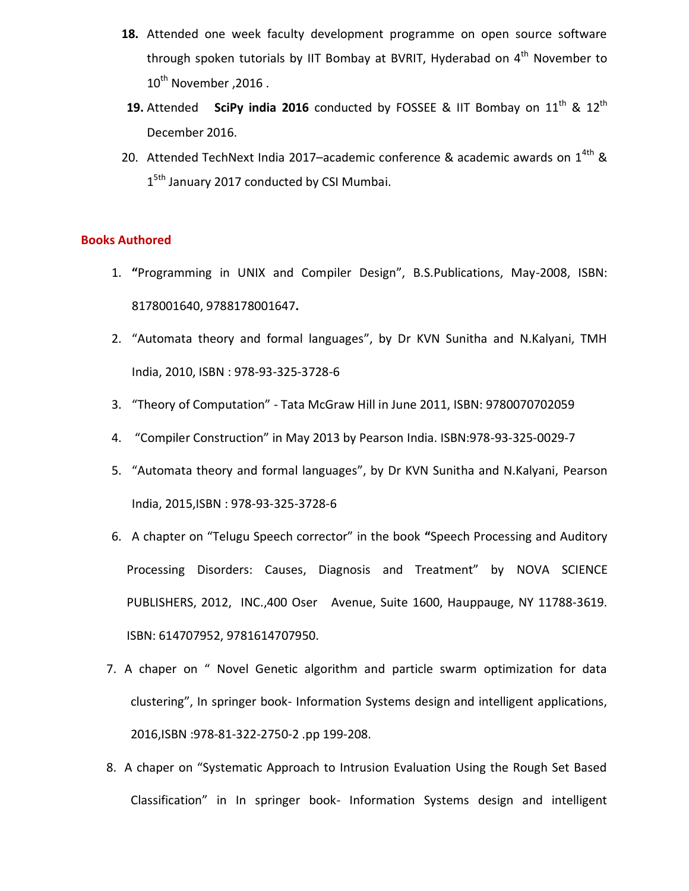18. Attended one week faculty development programme on open source software through spoken tutorials by IIT Bombay at BVRIT, Hyderabad on 4th November to 10th November ,2016 .
19. Attended **SciPy india 2016** conducted by FOSSEE & IIT Bombay on 11th & 12th December 2016.
20. Attended TechNext India 2017–academic conference & academic awards on 14th & 15th January 2017 conducted by CSI Mumbai.

## Books Authored

1. **"**Programming in UNIX and Compiler Design", B.S.Publications, May-2008, ISBN: 8178001640, 9788178001647**.**
2. "Automata theory and formal languages", by Dr KVN Sunitha and N.Kalyani, TMH India, 2010, ISBN : 978-93-325-3728-6
3. "Theory of Computation" - Tata McGraw Hill in June 2011, ISBN: 9780070702059
4. "Compiler Construction" in May 2013 by Pearson India. ISBN:978-93-325-0029-7
5. "Automata theory and formal languages", by Dr KVN Sunitha and N.Kalyani, Pearson India, 2015,ISBN : 978-93-325-3728-6
6. A chapter on "Telugu Speech corrector" in the book **"**Speech Processing and Auditory Processing Disorders: Causes, Diagnosis and Treatment" by NOVA SCIENCE PUBLISHERS, 2012, INC.,400 Oser Avenue, Suite 1600, Hauppauge, NY 11788-3619. ISBN: 614707952, 9781614707950.
7. A chaper on " Novel Genetic algorithm and particle swarm optimization for data clustering", In springer book- Information Systems design and intelligent applications, 2016,ISBN :978-81-322-2750-2 .pp 199-208.
8. A chaper on "Systematic Approach to Intrusion Evaluation Using the Rough Set Based Classification" in In springer book- Information Systems design and intelligent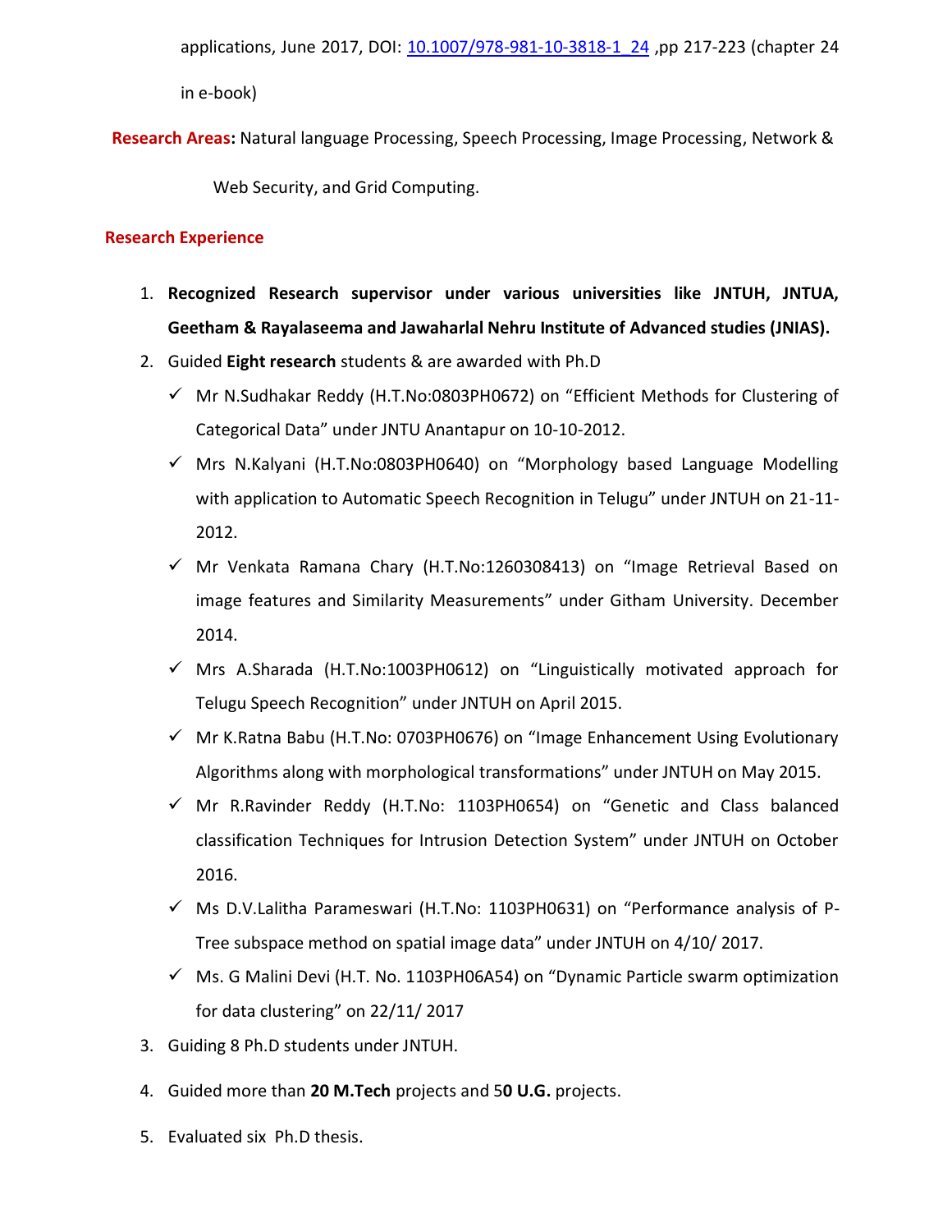applications, June 2017, DOI: [10.1007/978-981-10-3818-1_24](10.1007/978-981-10-3818-1_24) ,pp 217-223 (chapter 24 in e-book)

**Research Areas:** Natural language Processing, Speech Processing, Image Processing, Network & Web Security, and Grid Computing.

**Research Experience**

1. **Recognized Research supervisor under various universities like JNTUH, JNTUA, Geetham & Rayalaseema and Jawaharlal Nehru Institute of Advanced studies (JNIAS).**
2. Guided **Eight research** students & are awarded with Ph.D
   - ✓ Mr N.Sudhakar Reddy (H.T.No:0803PH0672) on “Efficient Methods for Clustering of Categorical Data” under JNTU Anantapur on 10-10-2012.
   - ✓ Mrs N.Kalyani (H.T.No:0803PH0640) on “Morphology based Language Modelling with application to Automatic Speech Recognition in Telugu” under JNTUH on 21-11-2012.
   - ✓ Mr Venkata Ramana Chary (H.T.No:1260308413) on “Image Retrieval Based on image features and Similarity Measurements” under Githam University. December 2014.
   - ✓ Mrs A.Sharada (H.T.No:1003PH0612) on “Linguistically motivated approach for Telugu Speech Recognition” under JNTUH on April 2015.
   - ✓ Mr K.Ratna Babu (H.T.No: 0703PH0676) on “Image Enhancement Using Evolutionary Algorithms along with morphological transformations” under JNTUH on May 2015.
   - ✓ Mr R.Ravinder Reddy (H.T.No: 1103PH0654) on “Genetic and Class balanced classification Techniques for Intrusion Detection System” under JNTUH on October 2016.
   - ✓ Ms D.V.Lalitha Parameswari (H.T.No: 1103PH0631) on “Performance analysis of P-Tree subspace method on spatial image data” under JNTUH on 4/10/ 2017.
   - ✓ Ms. G Malini Devi (H.T. No. 1103PH06A54) on “Dynamic Particle swarm optimization for data clustering” on 22/11/ 2017
3. Guiding 8 Ph.D students under JNTUH.
4. Guided more than **20 M.Tech** projects and 5**0 U.G.** projects.
5. Evaluated six Ph.D thesis.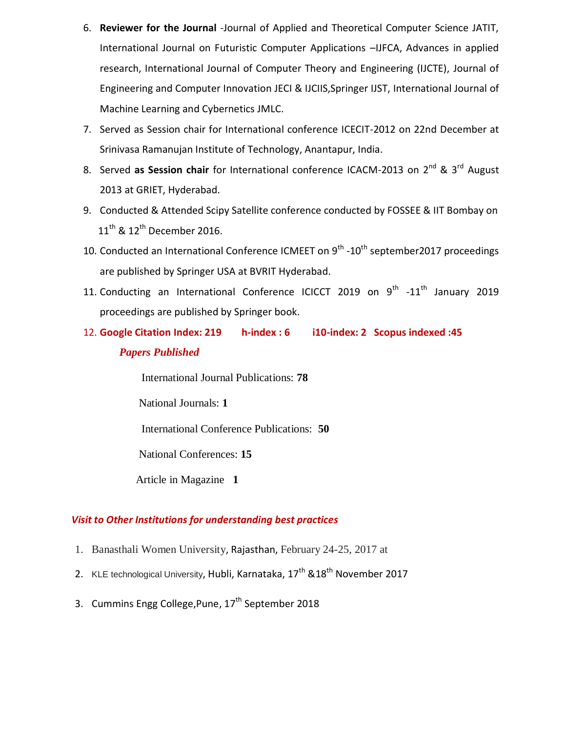6. **Reviewer for the Journal** -Journal of Applied and Theoretical Computer Science JATIT, International Journal on Futuristic Computer Applications –IJFCA, Advances in applied research, International Journal of Computer Theory and Engineering (IJCTE), Journal of Engineering and Computer Innovation JECI & IJCIIS,Springer IJST, International Journal of Machine Learning and Cybernetics JMLC.
7. Served as Session chair for International conference ICECIT-2012 on 22nd December at Srinivasa Ramanujan Institute of Technology, Anantapur, India.
8. Served **as Session chair** for International conference ICACM-2013 on 2nd & 3rd August 2013 at GRIET, Hyderabad.
9. Conducted & Attended Scipy Satellite conference conducted by FOSSEE & IIT Bombay on 11th & 12th December 2016.
10. Conducted an International Conference ICMEET on 9th -10th september2017 proceedings are published by Springer USA at BVRIT Hyderabad.
11. Conducting an International Conference ICICCT 2019 on 9th -11th January 2019 proceedings are published by Springer book.
12. **Google Citation Index: 219 h-index : 6 i10-index: 2 Scopus indexed :45**

***Papers Published***

International Journal Publications: **78**

National Journals: **1**

International Conference Publications: **50**

National Conferences: **15**

Article in Magazine **1**

***Visit to Other Institutions for understanding best practices***

1. Banasthali Women University, Rajasthan, February 24-25, 2017 at
2. KLE technological University, Hubli, Karnataka, 17th &18th November 2017
3. Cummins Engg College,Pune, 17th September 2018